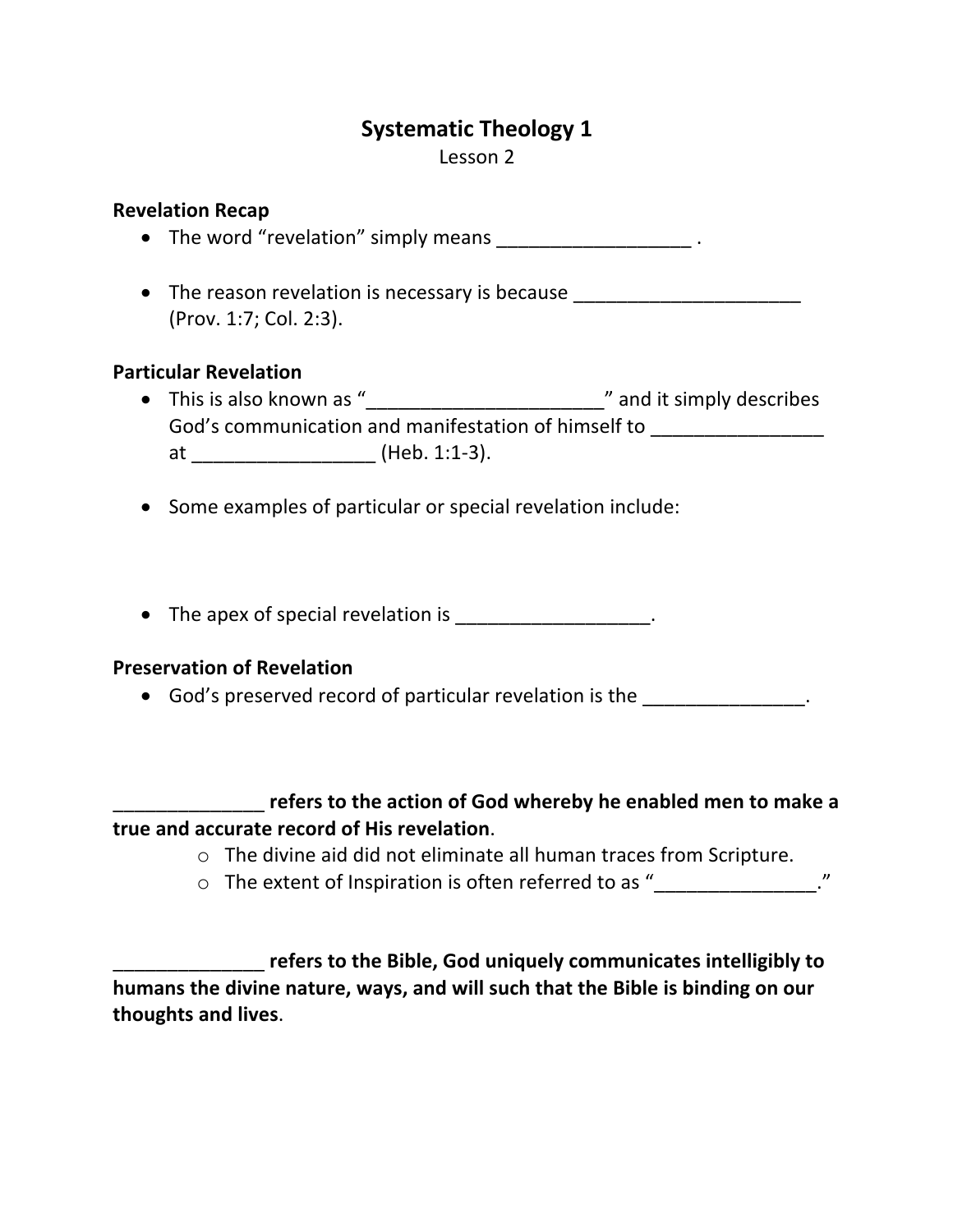# Systematic Theology 1

Lesson 2

## Revelation Recap

- The word "revelation" simply means __________________ .
- The reason revelation is necessary is because _____________________ (Prov. 1:7; Col. 2:3).

## Particular Revelation

- This is also known as "_____________________" and it simply describes God's communication and manifestation of himself to ________________ at ________________ (Heb. 1:1-3).
- Some examples of particular or special revelation include:
- The apex of special revelation is __________________.

## Preservation of Revelation

- God's preserved record of particular revelation is the _______________.

**______________ refers to the action of God whereby he enabled men to make a true and accurate record of His revelation**.

- The divine aid did not eliminate all human traces from Scripture.
- The extent of Inspiration is often referred to as "_______________."

**______________ refers to the Bible, God uniquely communicates intelligibly to humans the divine nature, ways, and will such that the Bible is binding on our thoughts and lives**.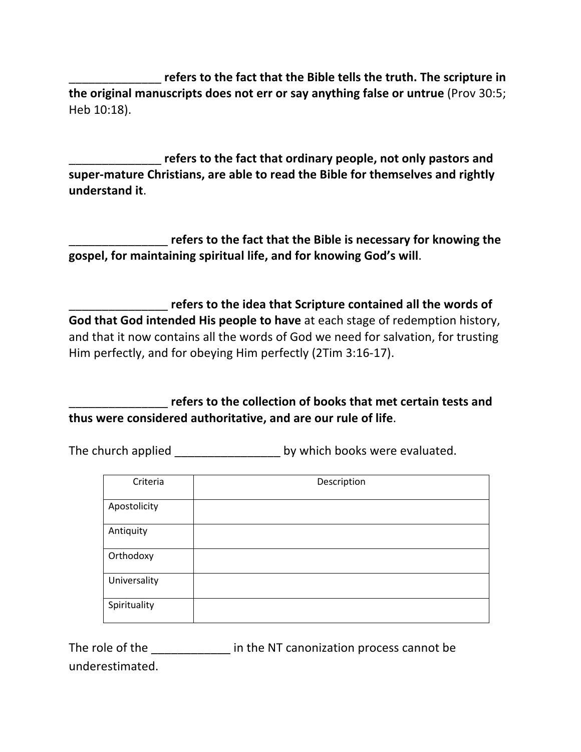______________ **refers to the fact that the Bible tells the truth. The scripture in the original manuscripts does not err or say anything false or untrue** (Prov 30:5; Heb 10:18).

______________ **refers to the fact that ordinary people, not only pastors and super-mature Christians, are able to read the Bible for themselves and rightly understand it**.

_______________ **refers to the fact that the Bible is necessary for knowing the gospel, for maintaining spiritual life, and for knowing God's will**.

_______________ **refers to the idea that Scripture contained all the words of God that God intended His people to have** at each stage of redemption history, and that it now contains all the words of God we need for salvation, for trusting Him perfectly, and for obeying Him perfectly (2Tim 3:16-17).

_______________ **refers to the collection of books that met certain tests and thus were considered authoritative, and are our rule of life**.

The church applied ________________ by which books were evaluated.

| Criteria | Description |
|---|---|
| Apostolicity | |
| Antiquity | |
| Orthodoxy | |
| Universality | |
| Spirituality | |

The role of the ____________ in the NT canonization process cannot be underestimated.